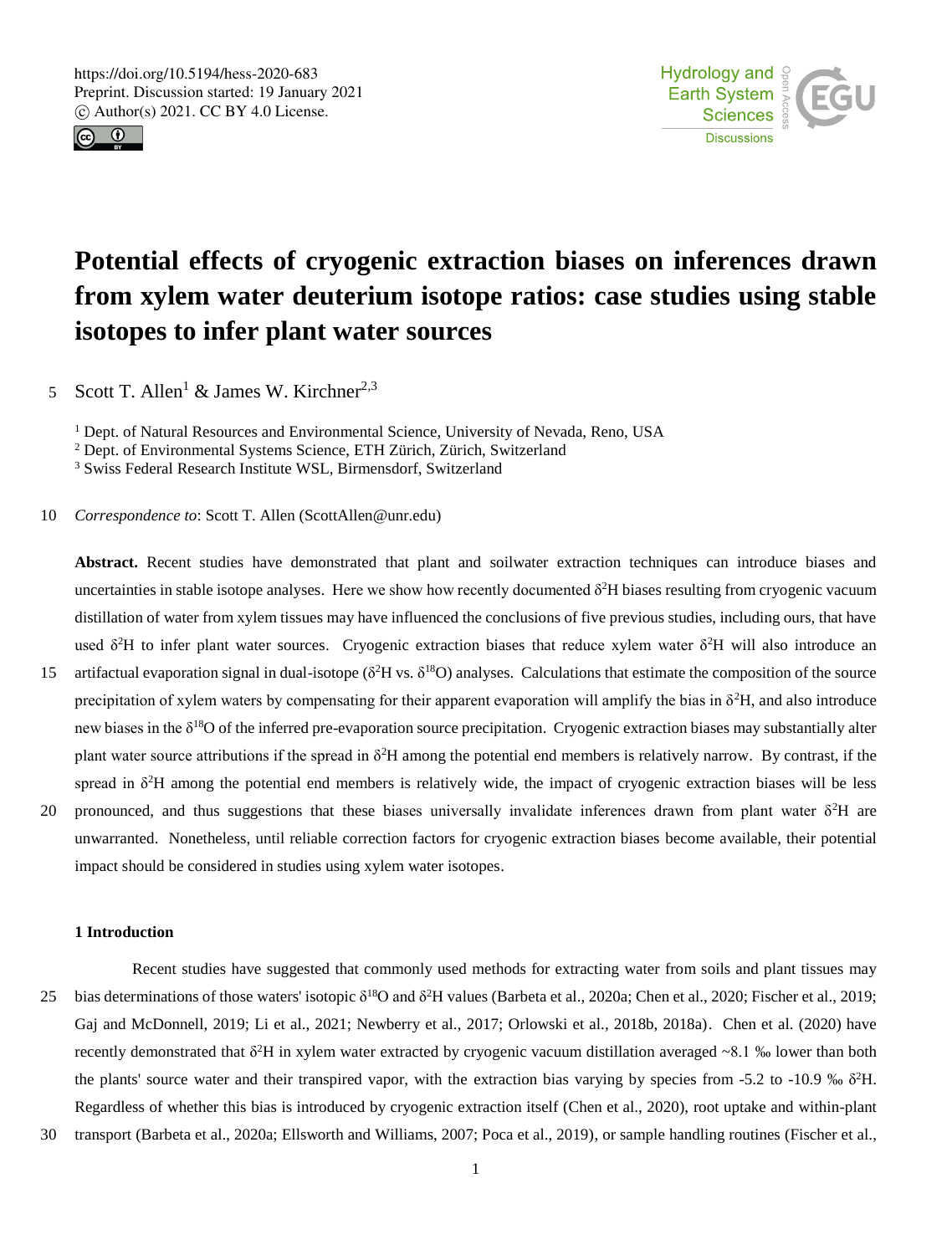# Potential effects of cryogenic extraction biases on inferences drawn from xylem water deuterium isotope ratios: case studies using stable isotopes to infer plant water sources

Scott T. Allen[1] & James W. Kirchner[2,3]

[1] Dept. of Natural Resources and Environmental Science, University of Nevada, Reno, USA
[2] Dept. of Environmental Systems Science, ETH Zürich, Zürich, Switzerland
[3] Swiss Federal Research Institute WSL, Birmensdorf, Switzerland

*Correspondence to*: Scott T. Allen (ScottAllen@unr.edu)

**Abstract.** Recent studies have demonstrated that plant and soilwater extraction techniques can introduce biases and uncertainties in stable isotope analyses. Here we show how recently documented $\delta^2$H biases resulting from cryogenic vacuum distillation of water from xylem tissues may have influenced the conclusions of five previous studies, including ours, that have used $\delta^2$H to infer plant water sources. Cryogenic extraction biases that reduce xylem water $\delta^2$H will also introduce an artifactual evaporation signal in dual-isotope ($\delta^2$H vs. $\delta^{18}$O) analyses. Calculations that estimate the composition of the source precipitation of xylem waters by compensating for their apparent evaporation will amplify the bias in $\delta^2$H, and also introduce new biases in the $\delta^{18}$O of the inferred pre-evaporation source precipitation. Cryogenic extraction biases may substantially alter plant water source attributions if the spread in $\delta^2$H among the potential end members is relatively narrow. By contrast, if the spread in $\delta^2$H among the potential end members is relatively wide, the impact of cryogenic extraction biases will be less pronounced, and thus suggestions that these biases universally invalidate inferences drawn from plant water $\delta^2$H are unwarranted. Nonetheless, until reliable correction factors for cryogenic extraction biases become available, their potential impact should be considered in studies using xylem water isotopes.

## 1 Introduction

Recent studies have suggested that commonly used methods for extracting water from soils and plant tissues may bias determinations of those waters' isotopic $\delta^{18}$O and $\delta^2$H values (Barbeta et al., 2020a; Chen et al., 2020; Fischer et al., 2019; Gaj and McDonnell, 2019; Li et al., 2021; Newberry et al., 2017; Orlowski et al., 2018b, 2018a). Chen et al. (2020) have recently demonstrated that $\delta^2$H in xylem water extracted by cryogenic vacuum distillation averaged ~8.1 ‰ lower than both the plants' source water and their transpired vapor, with the extraction bias varying by species from -5.2 to -10.9 ‰ $\delta^2$H. Regardless of whether this bias is introduced by cryogenic extraction itself (Chen et al., 2020), root uptake and within-plant transport (Barbeta et al., 2020a; Ellsworth and Williams, 2007; Poca et al., 2019), or sample handling routines (Fischer et al.,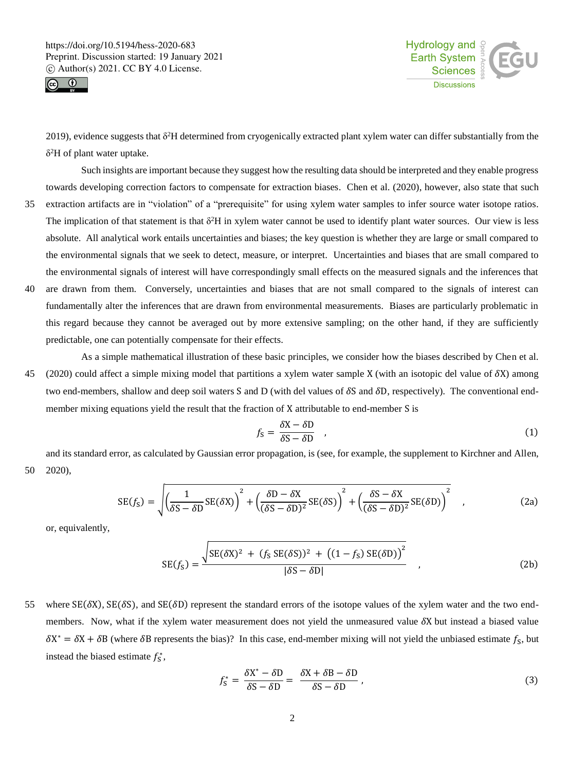2019), evidence suggests that $\delta^2$H determined from cryogenically extracted plant xylem water can differ substantially from the $\delta^2$H of plant water uptake.

Such insights are important because they suggest how the resulting data should be interpreted and they enable progress towards developing correction factors to compensate for extraction biases. Chen et al. (2020), however, also state that such extraction artifacts are in "violation" of a "prerequisite" for using xylem water samples to infer source water isotope ratios. The implication of that statement is that $\delta^2$H in xylem water cannot be used to identify plant water sources. Our view is less absolute. All analytical work entails uncertainties and biases; the key question is whether they are large or small compared to the environmental signals that we seek to detect, measure, or interpret. Uncertainties and biases that are small compared to the environmental signals of interest will have correspondingly small effects on the measured signals and the inferences that are drawn from them. Conversely, uncertainties and biases that are not small compared to the signals of interest can fundamentally alter the inferences that are drawn from environmental measurements. Biases are particularly problematic in this regard because they cannot be averaged out by more extensive sampling; on the other hand, if they are sufficiently predictable, one can potentially compensate for their effects.

As a simple mathematical illustration of these basic principles, we consider how the biases described by Chen et al. (2020) could affect a simple mixing model that partitions a xylem water sample X (with an isotopic del value of $\delta$X) among two end-members, shallow and deep soil waters S and D (with del values of $\delta$S and $\delta$D, respectively). The conventional end-member mixing equations yield the result that the fraction of X attributable to end-member S is

$$f_{\mathrm{S}} = \frac{\delta\mathrm{X} - \delta\mathrm{D}}{\delta\mathrm{S} - \delta\mathrm{D}} \quad , \tag{1}$$

and its standard error, as calculated by Gaussian error propagation, is (see, for example, the supplement to Kirchner and Allen, 2020),

$$\mathrm{SE}(f_{\mathrm{S}}) = \sqrt{\left(\frac{1}{\delta\mathrm{S} - \delta\mathrm{D}}\mathrm{SE}(\delta\mathrm{X})\right)^2 + \left(\frac{\delta\mathrm{D} - \delta\mathrm{X}}{(\delta\mathrm{S} - \delta\mathrm{D})^2}\mathrm{SE}(\delta\mathrm{S})\right)^2 + \left(\frac{\delta\mathrm{S} - \delta\mathrm{X}}{(\delta\mathrm{S} - \delta\mathrm{D})^2}\mathrm{SE}(\delta\mathrm{D})\right)^2} \quad , \tag{2a}$$

or, equivalently,

$$\mathrm{SE}(f_{\mathrm{S}}) = \frac{\sqrt{\mathrm{SE}(\delta\mathrm{X})^2 + (f_{\mathrm{S}}\,\mathrm{SE}(\delta\mathrm{S}))^2 + \left((1 - f_{\mathrm{S}})\,\mathrm{SE}(\delta\mathrm{D})\right)^2}}{|\delta\mathrm{S} - \delta\mathrm{D}|} \quad , \tag{2b}$$

where $\mathrm{SE}(\delta\mathrm{X})$, $\mathrm{SE}(\delta\mathrm{S})$, and $\mathrm{SE}(\delta\mathrm{D})$ represent the standard errors of the isotope values of the xylem water and the two end-members. Now, what if the xylem water measurement does not yield the unmeasured value $\delta$X but instead a biased value $\delta\mathrm{X}^* = \delta\mathrm{X} + \delta\mathrm{B}$ (where $\delta$B represents the bias)? In this case, end-member mixing will not yield the unbiased estimate $f_{\mathrm{S}}$, but instead the biased estimate $f_S^*$,

$$f_{\mathrm{S}}^* = \frac{\delta\mathrm{X}^* - \delta\mathrm{D}}{\delta\mathrm{S} - \delta\mathrm{D}} = \frac{\delta\mathrm{X} + \delta\mathrm{B} - \delta\mathrm{D}}{\delta\mathrm{S} - \delta\mathrm{D}} \,, \tag{3}$$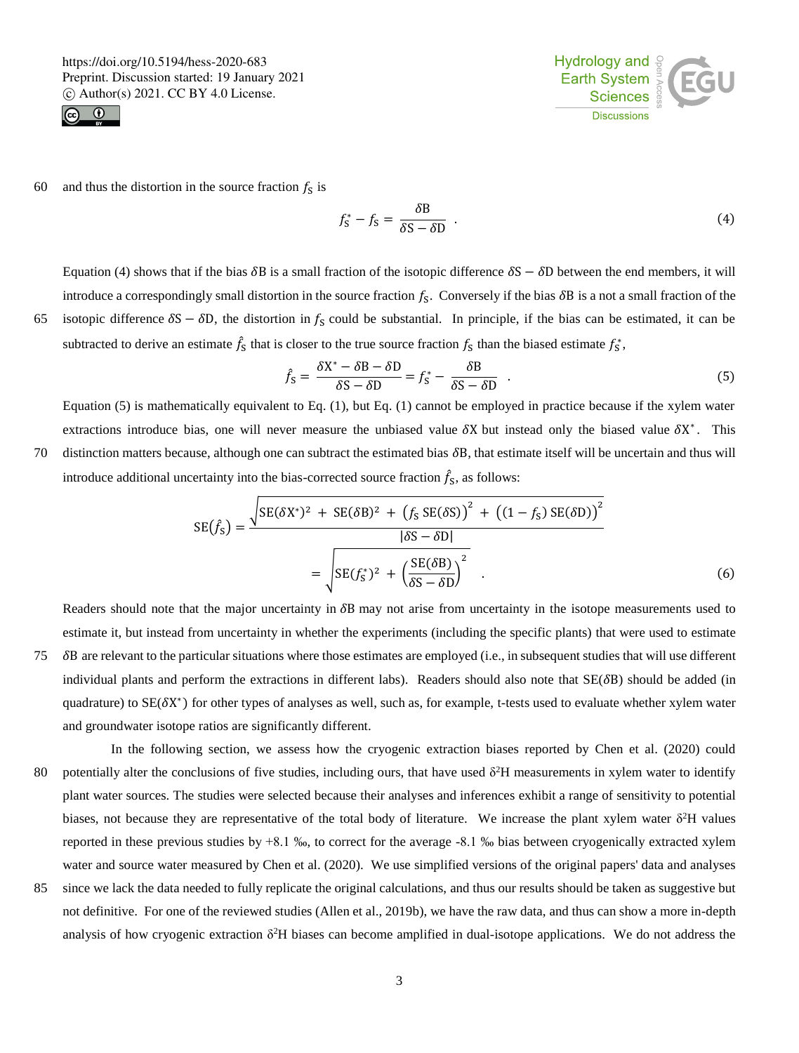and thus the distortion in the source fraction $f_S$ is

$$f_S^* - f_S = \frac{\delta B}{\delta S - \delta D} \ . \tag{4}$$

Equation (4) shows that if the bias $\delta B$ is a small fraction of the isotopic difference $\delta S - \delta D$ between the end members, it will introduce a correspondingly small distortion in the source fraction $f_S$. Conversely if the bias $\delta B$ is a not a small fraction of the isotopic difference $\delta S - \delta D$, the distortion in $f_S$ could be substantial. In principle, if the bias can be estimated, it can be subtracted to derive an estimate $\hat{f}_S$ that is closer to the true source fraction $f_S$ than the biased estimate $f_S^*$,

$$\hat{f}_S = \frac{\delta X^* - \delta B - \delta D}{\delta S - \delta D} = f_S^* - \frac{\delta B}{\delta S - \delta D} \ . \tag{5}$$

Equation (5) is mathematically equivalent to Eq. (1), but Eq. (1) cannot be employed in practice because if the xylem water extractions introduce bias, one will never measure the unbiased value $\delta X$ but instead only the biased value $\delta X^*$. This distinction matters because, although one can subtract the estimated bias $\delta B$, that estimate itself will be uncertain and thus will introduce additional uncertainty into the bias-corrected source fraction $\hat{f}_S$, as follows:

$$\mathrm{SE}(\hat{f}_S) = \frac{\sqrt{\mathrm{SE}(\delta X^*)^2 + \mathrm{SE}(\delta B)^2 + \left(f_S\, \mathrm{SE}(\delta S)\right)^2 + \left((1 - f_S)\, \mathrm{SE}(\delta D)\right)^2}}{|\delta S - \delta D|}$$

$$= \sqrt{\mathrm{SE}(f_S^*)^2 + \left(\frac{\mathrm{SE}(\delta B)}{\delta S - \delta D}\right)^2} \ . \tag{6}$$

Readers should note that the major uncertainty in $\delta B$ may not arise from uncertainty in the isotope measurements used to estimate it, but instead from uncertainty in whether the experiments (including the specific plants) that were used to estimate $\delta B$ are relevant to the particular situations where those estimates are employed (i.e., in subsequent studies that will use different individual plants and perform the extractions in different labs). Readers should also note that $\mathrm{SE}(\delta B)$ should be added (in quadrature) to $\mathrm{SE}(\delta X^*)$ for other types of analyses as well, such as, for example, t-tests used to evaluate whether xylem water and groundwater isotope ratios are significantly different.

In the following section, we assess how the cryogenic extraction biases reported by Chen et al. (2020) could potentially alter the conclusions of five studies, including ours, that have used $\delta^2H$ measurements in xylem water to identify plant water sources. The studies were selected because their analyses and inferences exhibit a range of sensitivity to potential biases, not because they are representative of the total body of literature. We increase the plant xylem water $\delta^2H$ values reported in these previous studies by +8.1 ‰, to correct for the average -8.1 ‰ bias between cryogenically extracted xylem water and source water measured by Chen et al. (2020). We use simplified versions of the original papers' data and analyses since we lack the data needed to fully replicate the original calculations, and thus our results should be taken as suggestive but not definitive. For one of the reviewed studies (Allen et al., 2019b), we have the raw data, and thus can show a more in-depth analysis of how cryogenic extraction $\delta^2H$ biases can become amplified in dual-isotope applications. We do not address the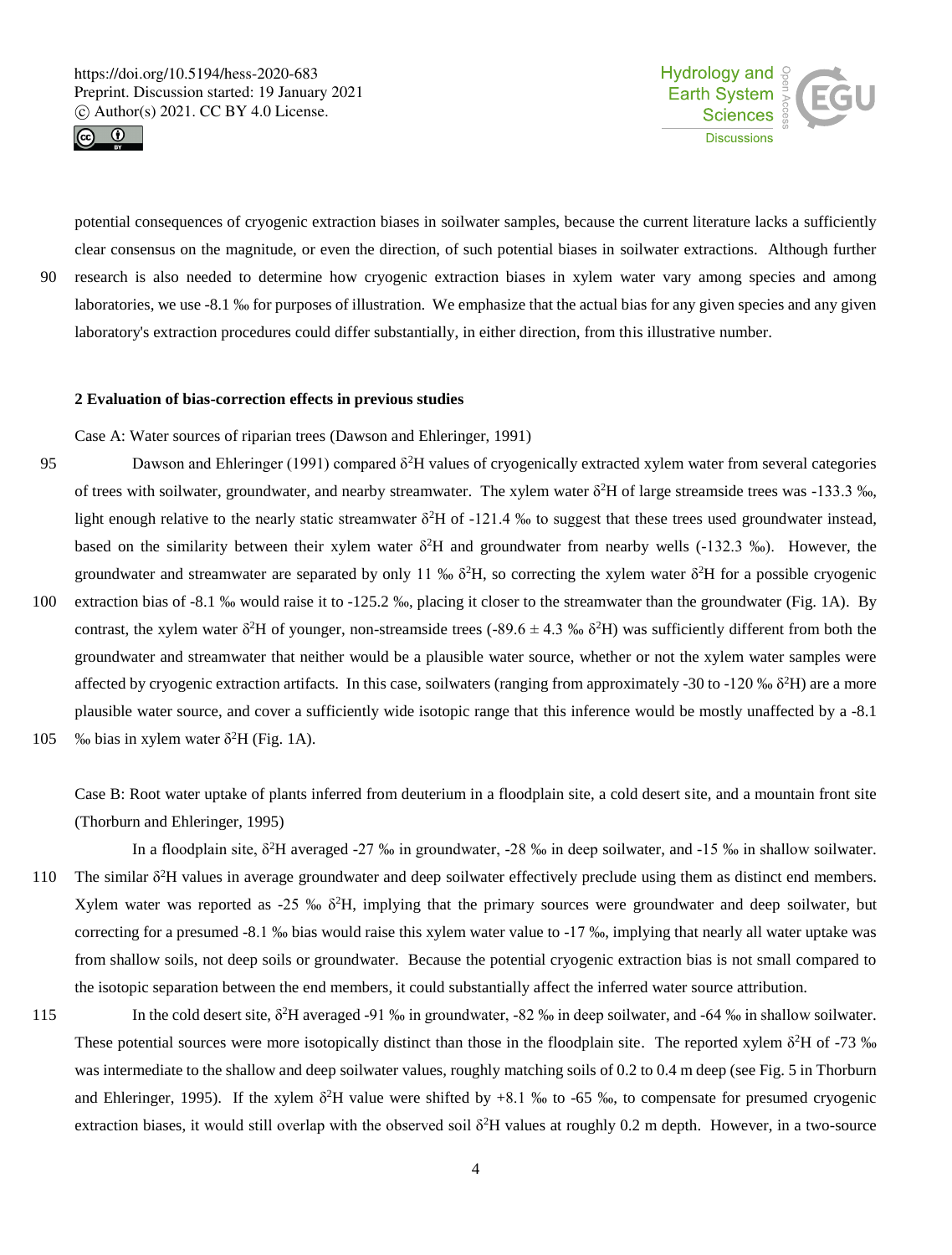potential consequences of cryogenic extraction biases in soilwater samples, because the current literature lacks a sufficiently clear consensus on the magnitude, or even the direction, of such potential biases in soilwater extractions. Although further research is also needed to determine how cryogenic extraction biases in xylem water vary among species and among laboratories, we use -8.1 ‰ for purposes of illustration. We emphasize that the actual bias for any given species and any given laboratory's extraction procedures could differ substantially, in either direction, from this illustrative number.

## 2 Evaluation of bias-correction effects in previous studies

Case A: Water sources of riparian trees (Dawson and Ehleringer, 1991)

Dawson and Ehleringer (1991) compared $\delta^2$H values of cryogenically extracted xylem water from several categories of trees with soilwater, groundwater, and nearby streamwater. The xylem water $\delta^2$H of large streamside trees was -133.3 ‰, light enough relative to the nearly static streamwater $\delta^2$H of -121.4 ‰ to suggest that these trees used groundwater instead, based on the similarity between their xylem water $\delta^2$H and groundwater from nearby wells (-132.3 ‰). However, the groundwater and streamwater are separated by only 11 ‰ $\delta^2$H, so correcting the xylem water $\delta^2$H for a possible cryogenic extraction bias of -8.1 ‰ would raise it to -125.2 ‰, placing it closer to the streamwater than the groundwater (Fig. 1A). By contrast, the xylem water $\delta^2$H of younger, non-streamside trees (-89.6 ± 4.3 ‰ $\delta^2$H) was sufficiently different from both the groundwater and streamwater that neither would be a plausible water source, whether or not the xylem water samples were affected by cryogenic extraction artifacts. In this case, soilwaters (ranging from approximately -30 to -120 ‰ $\delta^2$H) are a more plausible water source, and cover a sufficiently wide isotopic range that this inference would be mostly unaffected by a -8.1 ‰ bias in xylem water $\delta^2$H (Fig. 1A).

Case B: Root water uptake of plants inferred from deuterium in a floodplain site, a cold desert site, and a mountain front site (Thorburn and Ehleringer, 1995)

In a floodplain site, $\delta^2$H averaged -27 ‰ in groundwater, -28 ‰ in deep soilwater, and -15 ‰ in shallow soilwater. The similar $\delta^2$H values in average groundwater and deep soilwater effectively preclude using them as distinct end members. Xylem water was reported as -25 ‰ $\delta^2$H, implying that the primary sources were groundwater and deep soilwater, but correcting for a presumed -8.1 ‰ bias would raise this xylem water value to -17 ‰, implying that nearly all water uptake was from shallow soils, not deep soils or groundwater. Because the potential cryogenic extraction bias is not small compared to the isotopic separation between the end members, it could substantially affect the inferred water source attribution.

In the cold desert site, $\delta^2$H averaged -91 ‰ in groundwater, -82 ‰ in deep soilwater, and -64 ‰ in shallow soilwater. These potential sources were more isotopically distinct than those in the floodplain site. The reported xylem $\delta^2$H of -73 ‰ was intermediate to the shallow and deep soilwater values, roughly matching soils of 0.2 to 0.4 m deep (see Fig. 5 in Thorburn and Ehleringer, 1995). If the xylem $\delta^2$H value were shifted by +8.1 ‰ to -65 ‰, to compensate for presumed cryogenic extraction biases, it would still overlap with the observed soil $\delta^2$H values at roughly 0.2 m depth. However, in a two-source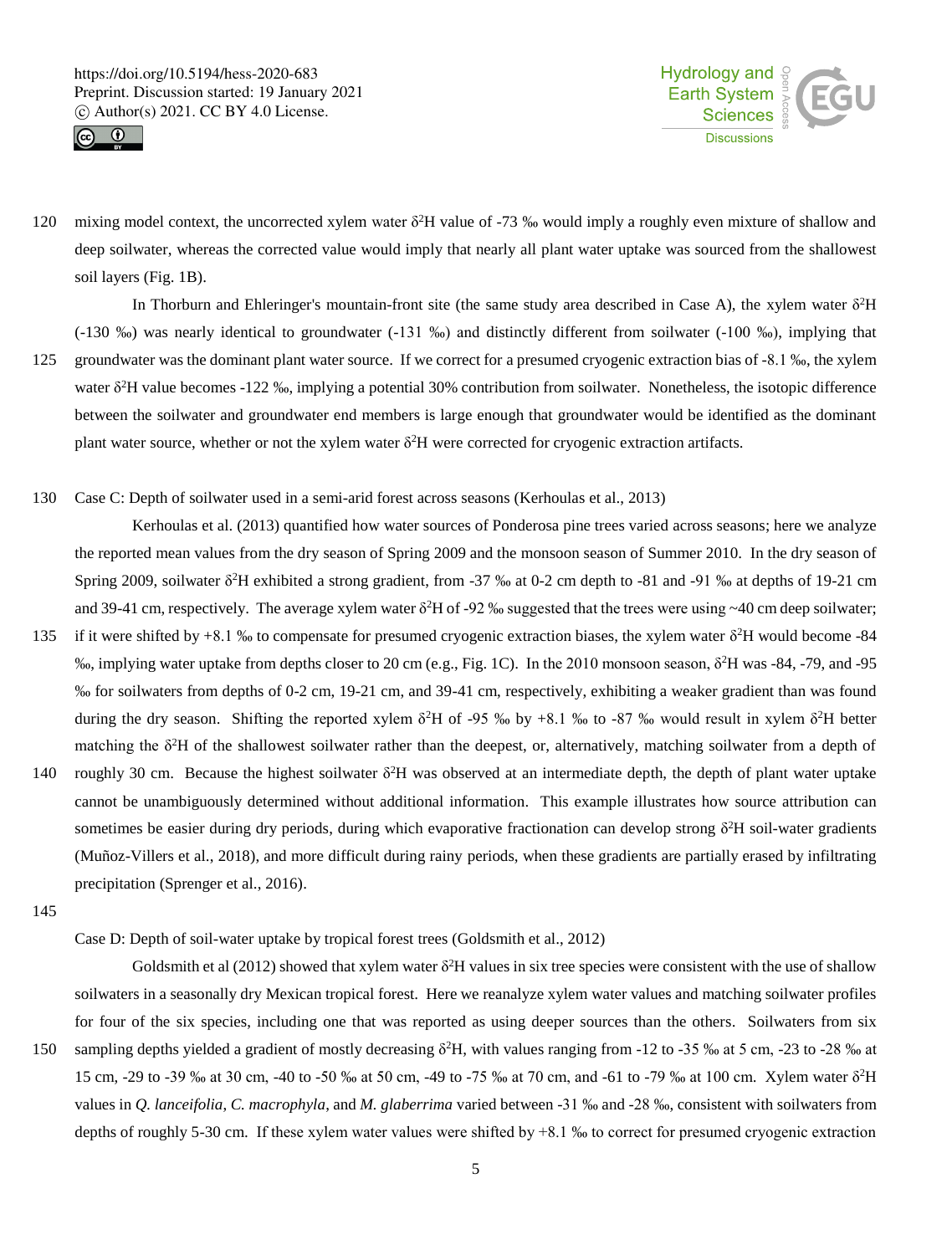mixing model context, the uncorrected xylem water $\delta^2$H value of -73 ‰ would imply a roughly even mixture of shallow and deep soilwater, whereas the corrected value would imply that nearly all plant water uptake was sourced from the shallowest soil layers (Fig. 1B).

In Thorburn and Ehleringer's mountain-front site (the same study area described in Case A), the xylem water $\delta^2$H (-130 ‰) was nearly identical to groundwater (-131 ‰) and distinctly different from soilwater (-100 ‰), implying that groundwater was the dominant plant water source. If we correct for a presumed cryogenic extraction bias of -8.1 ‰, the xylem water $\delta^2$H value becomes -122 ‰, implying a potential 30% contribution from soilwater. Nonetheless, the isotopic difference between the soilwater and groundwater end members is large enough that groundwater would be identified as the dominant plant water source, whether or not the xylem water $\delta^2$H were corrected for cryogenic extraction artifacts.

Case C: Depth of soilwater used in a semi-arid forest across seasons (Kerhoulas et al., 2013)

Kerhoulas et al. (2013) quantified how water sources of Ponderosa pine trees varied across seasons; here we analyze the reported mean values from the dry season of Spring 2009 and the monsoon season of Summer 2010. In the dry season of Spring 2009, soilwater $\delta^2$H exhibited a strong gradient, from -37 ‰ at 0-2 cm depth to -81 and -91 ‰ at depths of 19-21 cm and 39-41 cm, respectively. The average xylem water $\delta^2$H of -92 ‰ suggested that the trees were using ~40 cm deep soilwater; if it were shifted by +8.1 ‰ to compensate for presumed cryogenic extraction biases, the xylem water $\delta^2$H would become -84 ‰, implying water uptake from depths closer to 20 cm (e.g., Fig. 1C). In the 2010 monsoon season, $\delta^2$H was -84, -79, and -95 ‰ for soilwaters from depths of 0-2 cm, 19-21 cm, and 39-41 cm, respectively, exhibiting a weaker gradient than was found during the dry season. Shifting the reported xylem $\delta^2$H of -95 ‰ by +8.1 ‰ to -87 ‰ would result in xylem $\delta^2$H better matching the $\delta^2$H of the shallowest soilwater rather than the deepest, or, alternatively, matching soilwater from a depth of roughly 30 cm. Because the highest soilwater $\delta^2$H was observed at an intermediate depth, the depth of plant water uptake cannot be unambiguously determined without additional information. This example illustrates how source attribution can sometimes be easier during dry periods, during which evaporative fractionation can develop strong $\delta^2$H soil-water gradients (Muñoz-Villers et al., 2018), and more difficult during rainy periods, when these gradients are partially erased by infiltrating precipitation (Sprenger et al., 2016).

Case D: Depth of soil-water uptake by tropical forest trees (Goldsmith et al., 2012)

Goldsmith et al (2012) showed that xylem water $\delta^2$H values in six tree species were consistent with the use of shallow soilwaters in a seasonally dry Mexican tropical forest. Here we reanalyze xylem water values and matching soilwater profiles for four of the six species, including one that was reported as using deeper sources than the others. Soilwaters from six sampling depths yielded a gradient of mostly decreasing $\delta^2$H, with values ranging from -12 to -35 ‰ at 5 cm, -23 to -28 ‰ at 15 cm, -29 to -39 ‰ at 30 cm, -40 to -50 ‰ at 50 cm, -49 to -75 ‰ at 70 cm, and -61 to -79 ‰ at 100 cm. Xylem water $\delta^2$H values in *Q. lanceifolia*, *C. macrophyla*, and *M. glaberrima* varied between -31 ‰ and -28 ‰, consistent with soilwaters from depths of roughly 5-30 cm. If these xylem water values were shifted by +8.1 ‰ to correct for presumed cryogenic extraction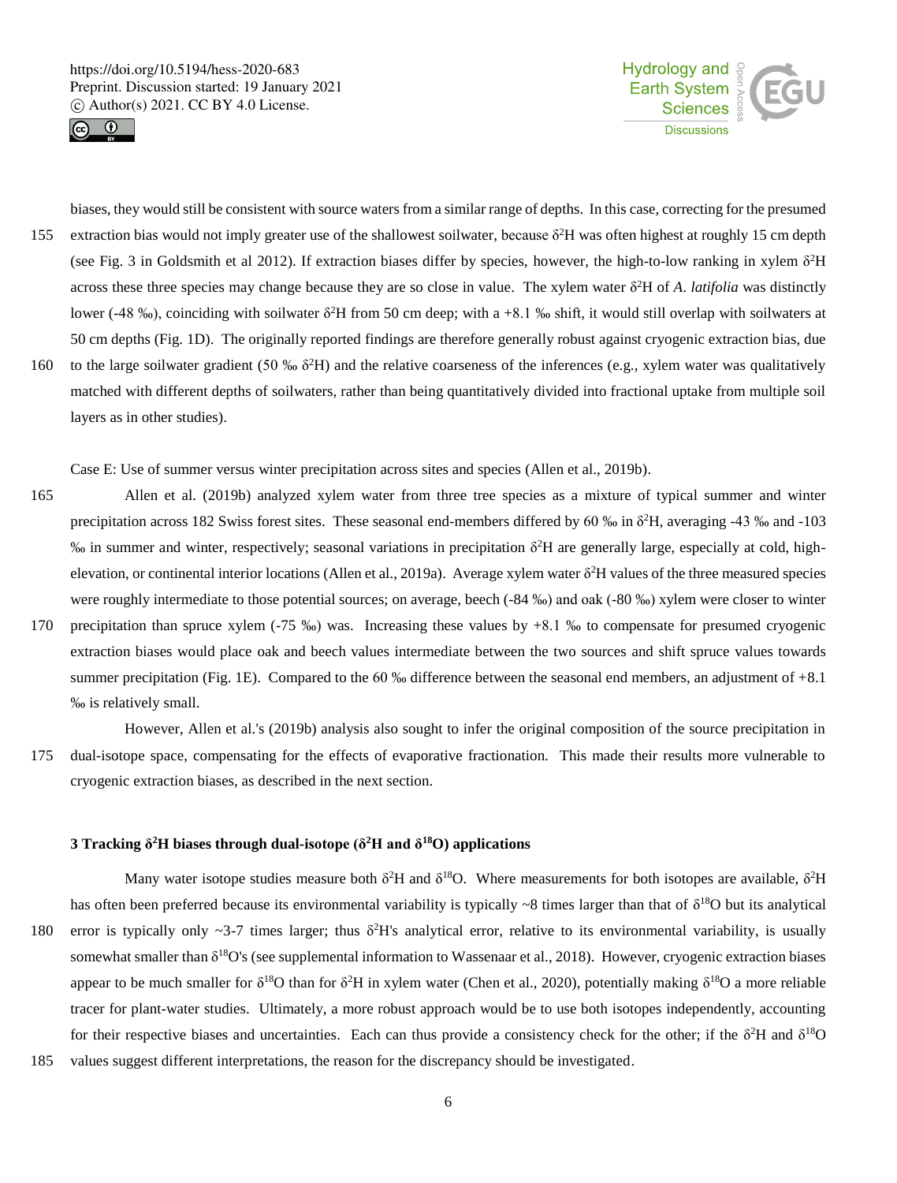biases, they would still be consistent with source waters from a similar range of depths. In this case, correcting for the presumed extraction bias would not imply greater use of the shallowest soilwater, because $\delta^2$H was often highest at roughly 15 cm depth (see Fig. 3 in Goldsmith et al 2012). If extraction biases differ by species, however, the high-to-low ranking in xylem $\delta^2$H across these three species may change because they are so close in value. The xylem water $\delta^2$H of *A. latifolia* was distinctly lower (-48 ‰), coinciding with soilwater $\delta^2$H from 50 cm deep; with a +8.1 ‰ shift, it would still overlap with soilwaters at 50 cm depths (Fig. 1D). The originally reported findings are therefore generally robust against cryogenic extraction bias, due to the large soilwater gradient (50 ‰ $\delta^2$H) and the relative coarseness of the inferences (e.g., xylem water was qualitatively matched with different depths of soilwaters, rather than being quantitatively divided into fractional uptake from multiple soil layers as in other studies).

Case E: Use of summer versus winter precipitation across sites and species (Allen et al., 2019b).

Allen et al. (2019b) analyzed xylem water from three tree species as a mixture of typical summer and winter precipitation across 182 Swiss forest sites. These seasonal end-members differed by 60 ‰ in $\delta^2$H, averaging -43 ‰ and -103 ‰ in summer and winter, respectively; seasonal variations in precipitation $\delta^2$H are generally large, especially at cold, high-elevation, or continental interior locations (Allen et al., 2019a). Average xylem water $\delta^2$H values of the three measured species were roughly intermediate to those potential sources; on average, beech (-84 ‰) and oak (-80 ‰) xylem were closer to winter precipitation than spruce xylem (-75 ‰) was. Increasing these values by +8.1 ‰ to compensate for presumed cryogenic extraction biases would place oak and beech values intermediate between the two sources and shift spruce values towards summer precipitation (Fig. 1E). Compared to the 60 ‰ difference between the seasonal end members, an adjustment of +8.1 ‰ is relatively small.

However, Allen et al.'s (2019b) analysis also sought to infer the original composition of the source precipitation in dual-isotope space, compensating for the effects of evaporative fractionation. This made their results more vulnerable to cryogenic extraction biases, as described in the next section.

## 3 Tracking $\delta^2$H biases through dual-isotope ($\delta^2$H and $\delta^{18}$O) applications

Many water isotope studies measure both $\delta^2$H and $\delta^{18}$O. Where measurements for both isotopes are available, $\delta^2$H has often been preferred because its environmental variability is typically ~8 times larger than that of $\delta^{18}$O but its analytical error is typically only ~3-7 times larger; thus $\delta^2$H's analytical error, relative to its environmental variability, is usually somewhat smaller than $\delta^{18}$O's (see supplemental information to Wassenaar et al., 2018). However, cryogenic extraction biases appear to be much smaller for $\delta^{18}$O than for $\delta^2$H in xylem water (Chen et al., 2020), potentially making $\delta^{18}$O a more reliable tracer for plant-water studies. Ultimately, a more robust approach would be to use both isotopes independently, accounting for their respective biases and uncertainties. Each can thus provide a consistency check for the other; if the $\delta^2$H and $\delta^{18}$O values suggest different interpretations, the reason for the discrepancy should be investigated.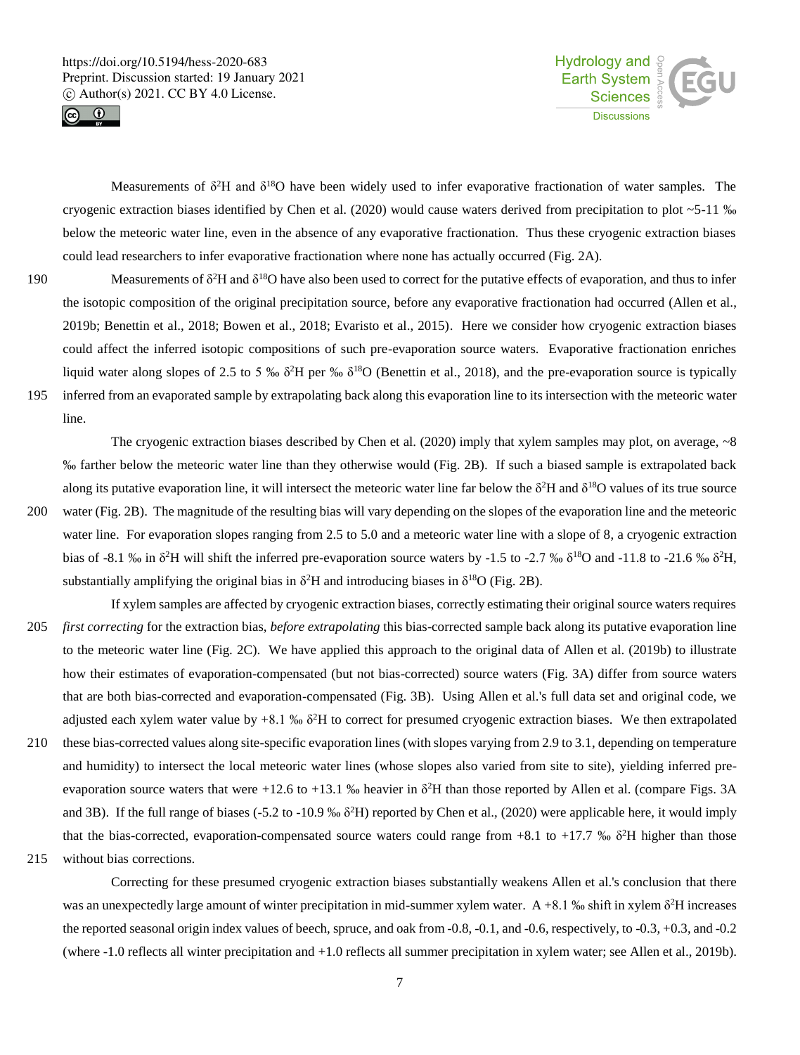Measurements of $\delta^2H$ and $\delta^{18}O$ have been widely used to infer evaporative fractionation of water samples. The cryogenic extraction biases identified by Chen et al. (2020) would cause waters derived from precipitation to plot ~5-11 ‰ below the meteoric water line, even in the absence of any evaporative fractionation. Thus these cryogenic extraction biases could lead researchers to infer evaporative fractionation where none has actually occurred (Fig. 2A).

Measurements of $\delta^2H$ and $\delta^{18}O$ have also been used to correct for the putative effects of evaporation, and thus to infer the isotopic composition of the original precipitation source, before any evaporative fractionation had occurred (Allen et al., 2019b; Benettin et al., 2018; Bowen et al., 2018; Evaristo et al., 2015). Here we consider how cryogenic extraction biases could affect the inferred isotopic compositions of such pre-evaporation source waters. Evaporative fractionation enriches liquid water along slopes of 2.5 to 5 ‰ $\delta^2H$ per ‰ $\delta^{18}O$ (Benettin et al., 2018), and the pre-evaporation source is typically inferred from an evaporated sample by extrapolating back along this evaporation line to its intersection with the meteoric water line.

The cryogenic extraction biases described by Chen et al. (2020) imply that xylem samples may plot, on average, ~8 ‰ farther below the meteoric water line than they otherwise would (Fig. 2B). If such a biased sample is extrapolated back along its putative evaporation line, it will intersect the meteoric water line far below the $\delta^2H$ and $\delta^{18}O$ values of its true source water (Fig. 2B). The magnitude of the resulting bias will vary depending on the slopes of the evaporation line and the meteoric water line. For evaporation slopes ranging from 2.5 to 5.0 and a meteoric water line with a slope of 8, a cryogenic extraction bias of -8.1 ‰ in $\delta^2H$ will shift the inferred pre-evaporation source waters by -1.5 to -2.7 ‰ $\delta^{18}O$ and -11.8 to -21.6 ‰ $\delta^2H$, substantially amplifying the original bias in $\delta^2H$ and introducing biases in $\delta^{18}O$ (Fig. 2B).

If xylem samples are affected by cryogenic extraction biases, correctly estimating their original source waters requires *first correcting* for the extraction bias, *before extrapolating* this bias-corrected sample back along its putative evaporation line to the meteoric water line (Fig. 2C). We have applied this approach to the original data of Allen et al. (2019b) to illustrate how their estimates of evaporation-compensated (but not bias-corrected) source waters (Fig. 3A) differ from source waters that are both bias-corrected and evaporation-compensated (Fig. 3B). Using Allen et al.'s full data set and original code, we adjusted each xylem water value by +8.1 ‰ $\delta^2H$ to correct for presumed cryogenic extraction biases. We then extrapolated these bias-corrected values along site-specific evaporation lines (with slopes varying from 2.9 to 3.1, depending on temperature and humidity) to intersect the local meteoric water lines (whose slopes also varied from site to site), yielding inferred pre-evaporation source waters that were +12.6 to +13.1 ‰ heavier in $\delta^2H$ than those reported by Allen et al. (compare Figs. 3A and 3B). If the full range of biases (-5.2 to -10.9 ‰ $\delta^2H$) reported by Chen et al., (2020) were applicable here, it would imply that the bias-corrected, evaporation-compensated source waters could range from +8.1 to +17.7 ‰ $\delta^2H$ higher than those without bias corrections.

Correcting for these presumed cryogenic extraction biases substantially weakens Allen et al.'s conclusion that there was an unexpectedly large amount of winter precipitation in mid-summer xylem water. A +8.1 ‰ shift in xylem $\delta^2H$ increases the reported seasonal origin index values of beech, spruce, and oak from -0.8, -0.1, and -0.6, respectively, to -0.3, +0.3, and -0.2 (where -1.0 reflects all winter precipitation and +1.0 reflects all summer precipitation in xylem water; see Allen et al., 2019b).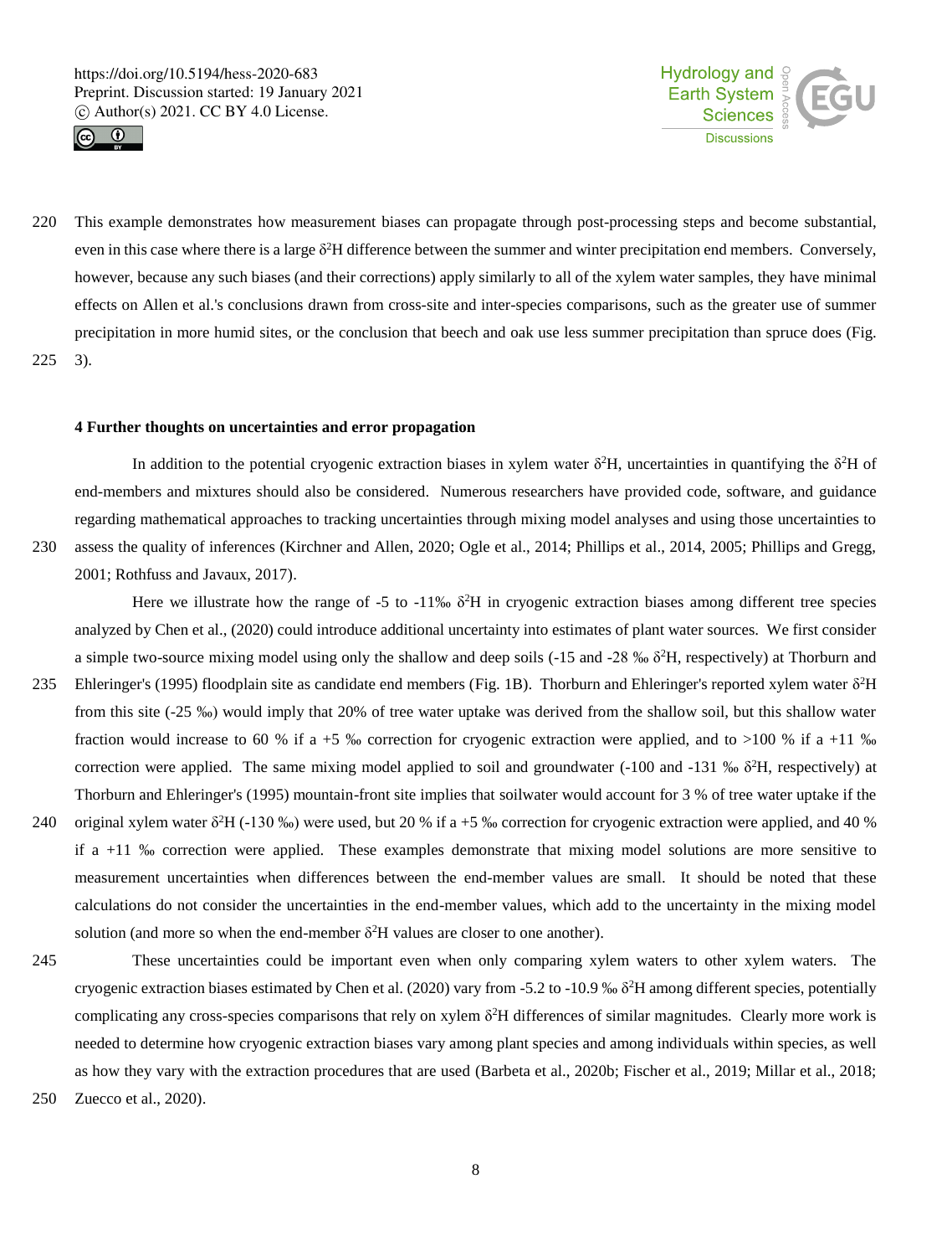This example demonstrates how measurement biases can propagate through post-processing steps and become substantial, even in this case where there is a large $\delta^2$H difference between the summer and winter precipitation end members. Conversely, however, because any such biases (and their corrections) apply similarly to all of the xylem water samples, they have minimal effects on Allen et al.'s conclusions drawn from cross-site and inter-species comparisons, such as the greater use of summer precipitation in more humid sites, or the conclusion that beech and oak use less summer precipitation than spruce does (Fig. 3).

### 4 Further thoughts on uncertainties and error propagation

In addition to the potential cryogenic extraction biases in xylem water $\delta^2$H, uncertainties in quantifying the $\delta^2$H of end-members and mixtures should also be considered. Numerous researchers have provided code, software, and guidance regarding mathematical approaches to tracking uncertainties through mixing model analyses and using those uncertainties to assess the quality of inferences (Kirchner and Allen, 2020; Ogle et al., 2014; Phillips et al., 2014, 2005; Phillips and Gregg, 2001; Rothfuss and Javaux, 2017).

Here we illustrate how the range of -5 to -11‰ $\delta^2$H in cryogenic extraction biases among different tree species analyzed by Chen et al., (2020) could introduce additional uncertainty into estimates of plant water sources. We first consider a simple two-source mixing model using only the shallow and deep soils (-15 and -28 ‰ $\delta^2$H, respectively) at Thorburn and Ehleringer's (1995) floodplain site as candidate end members (Fig. 1B). Thorburn and Ehleringer's reported xylem water $\delta^2$H from this site (-25 ‰) would imply that 20% of tree water uptake was derived from the shallow soil, but this shallow water fraction would increase to 60 % if a +5 ‰ correction for cryogenic extraction were applied, and to >100 % if a +11 ‰ correction were applied. The same mixing model applied to soil and groundwater (-100 and -131 ‰ $\delta^2$H, respectively) at Thorburn and Ehleringer's (1995) mountain-front site implies that soilwater would account for 3 % of tree water uptake if the original xylem water $\delta^2$H (-130 ‰) were used, but 20 % if a +5 ‰ correction for cryogenic extraction were applied, and 40 % if a +11 ‰ correction were applied. These examples demonstrate that mixing model solutions are more sensitive to measurement uncertainties when differences between the end-member values are small. It should be noted that these calculations do not consider the uncertainties in the end-member values, which add to the uncertainty in the mixing model solution (and more so when the end-member $\delta^2$H values are closer to one another).

These uncertainties could be important even when only comparing xylem waters to other xylem waters. The cryogenic extraction biases estimated by Chen et al. (2020) vary from -5.2 to -10.9 ‰ $\delta^2$H among different species, potentially complicating any cross-species comparisons that rely on xylem $\delta^2$H differences of similar magnitudes. Clearly more work is needed to determine how cryogenic extraction biases vary among plant species and among individuals within species, as well as how they vary with the extraction procedures that are used (Barbeta et al., 2020b; Fischer et al., 2019; Millar et al., 2018; Zuecco et al., 2020).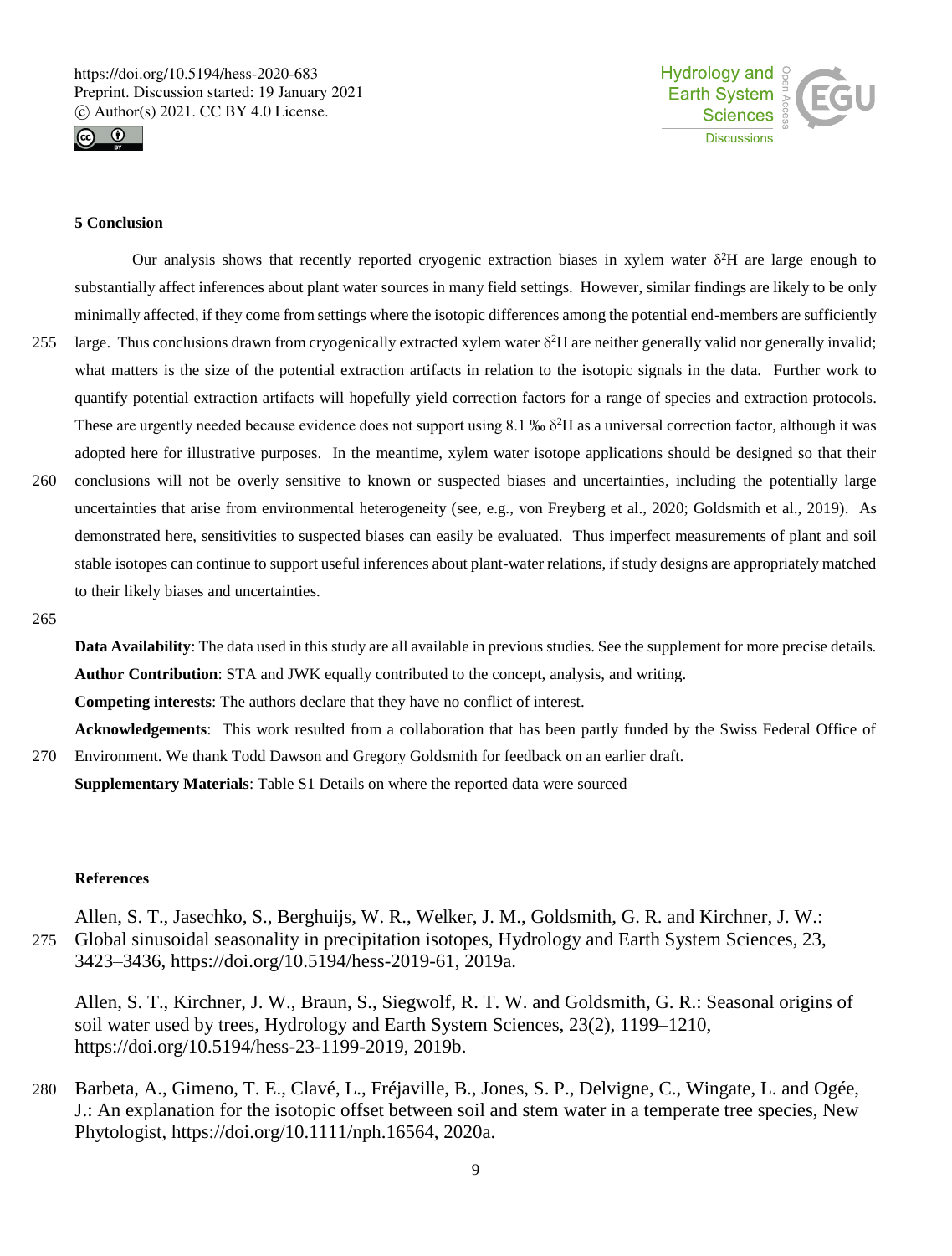## 5 Conclusion

Our analysis shows that recently reported cryogenic extraction biases in xylem water $\delta^2$H are large enough to substantially affect inferences about plant water sources in many field settings. However, similar findings are likely to be only minimally affected, if they come from settings where the isotopic differences among the potential end-members are sufficiently large. Thus conclusions drawn from cryogenically extracted xylem water $\delta^2$H are neither generally valid nor generally invalid; what matters is the size of the potential extraction artifacts in relation to the isotopic signals in the data. Further work to quantify potential extraction artifacts will hopefully yield correction factors for a range of species and extraction protocols. These are urgently needed because evidence does not support using 8.1 ‰ $\delta^2$H as a universal correction factor, although it was adopted here for illustrative purposes. In the meantime, xylem water isotope applications should be designed so that their conclusions will not be overly sensitive to known or suspected biases and uncertainties, including the potentially large uncertainties that arise from environmental heterogeneity (see, e.g., von Freyberg et al., 2020; Goldsmith et al., 2019). As demonstrated here, sensitivities to suspected biases can easily be evaluated. Thus imperfect measurements of plant and soil stable isotopes can continue to support useful inferences about plant-water relations, if study designs are appropriately matched to their likely biases and uncertainties.

**Data Availability**: The data used in this study are all available in previous studies. See the supplement for more precise details.

**Author Contribution**: STA and JWK equally contributed to the concept, analysis, and writing.

**Competing interests**: The authors declare that they have no conflict of interest.

**Acknowledgements**: This work resulted from a collaboration that has been partly funded by the Swiss Federal Office of Environment. We thank Todd Dawson and Gregory Goldsmith for feedback on an earlier draft.

**Supplementary Materials**: Table S1 Details on where the reported data were sourced

## References

Allen, S. T., Jasechko, S., Berghuijs, W. R., Welker, J. M., Goldsmith, G. R. and Kirchner, J. W.: Global sinusoidal seasonality in precipitation isotopes, Hydrology and Earth System Sciences, 23, 3423–3436, https://doi.org/10.5194/hess-2019-61, 2019a.

Allen, S. T., Kirchner, J. W., Braun, S., Siegwolf, R. T. W. and Goldsmith, G. R.: Seasonal origins of soil water used by trees, Hydrology and Earth System Sciences, 23(2), 1199–1210, https://doi.org/10.5194/hess-23-1199-2019, 2019b.

Barbeta, A., Gimeno, T. E., Clavé, L., Fréjaville, B., Jones, S. P., Delvigne, C., Wingate, L. and Ogée, J.: An explanation for the isotopic offset between soil and stem water in a temperate tree species, New Phytologist, https://doi.org/10.1111/nph.16564, 2020a.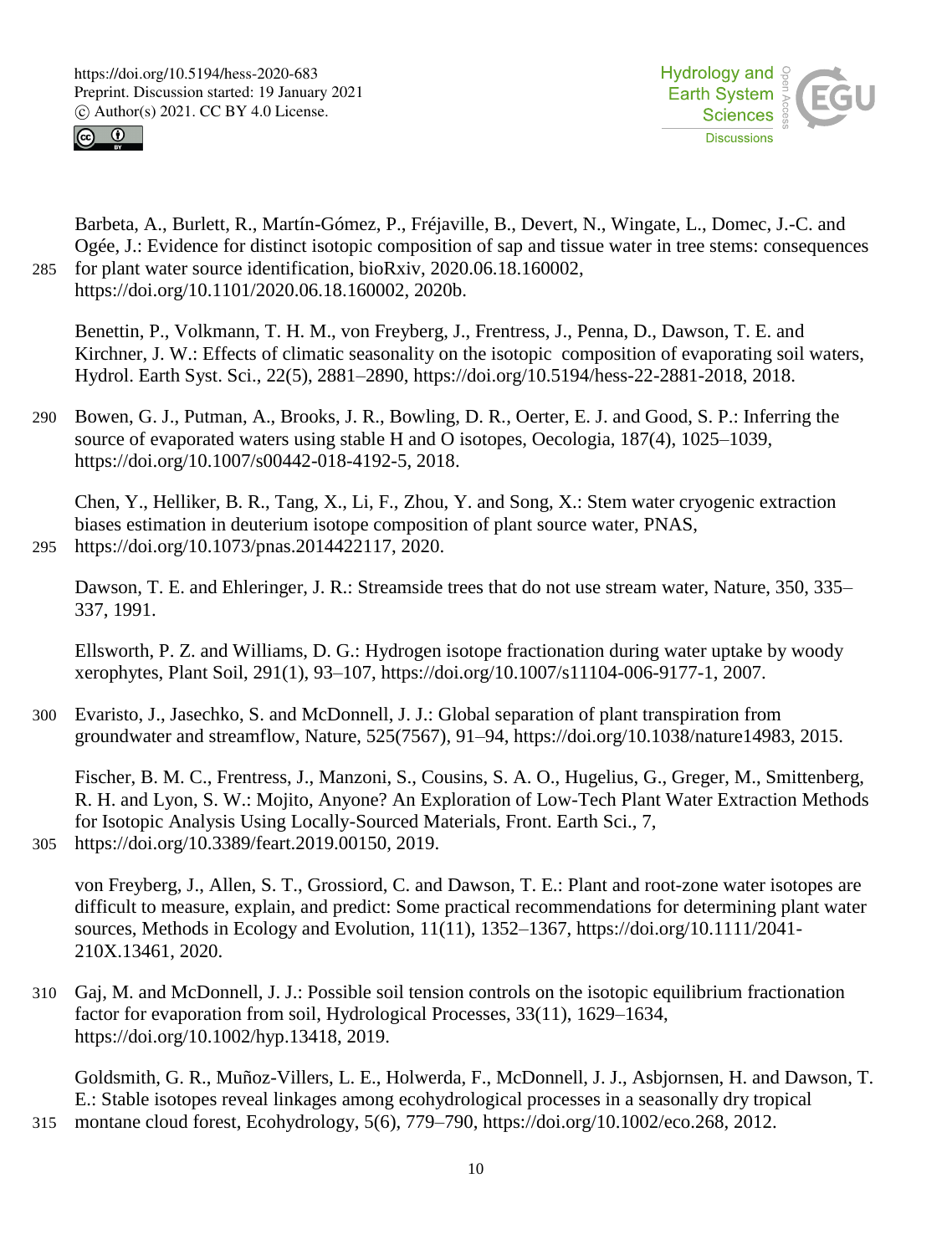Barbeta, A., Burlett, R., Martín-Gómez, P., Fréjaville, B., Devert, N., Wingate, L., Domec, J.-C. and Ogée, J.: Evidence for distinct isotopic composition of sap and tissue water in tree stems: consequences for plant water source identification, bioRxiv, 2020.06.18.160002, https://doi.org/10.1101/2020.06.18.160002, 2020b.

Benettin, P., Volkmann, T. H. M., von Freyberg, J., Frentress, J., Penna, D., Dawson, T. E. and Kirchner, J. W.: Effects of climatic seasonality on the isotopic composition of evaporating soil waters, Hydrol. Earth Syst. Sci., 22(5), 2881–2890, https://doi.org/10.5194/hess-22-2881-2018, 2018.

Bowen, G. J., Putman, A., Brooks, J. R., Bowling, D. R., Oerter, E. J. and Good, S. P.: Inferring the source of evaporated waters using stable H and O isotopes, Oecologia, 187(4), 1025–1039, https://doi.org/10.1007/s00442-018-4192-5, 2018.

Chen, Y., Helliker, B. R., Tang, X., Li, F., Zhou, Y. and Song, X.: Stem water cryogenic extraction biases estimation in deuterium isotope composition of plant source water, PNAS, https://doi.org/10.1073/pnas.2014422117, 2020.

Dawson, T. E. and Ehleringer, J. R.: Streamside trees that do not use stream water, Nature, 350, 335–337, 1991.

Ellsworth, P. Z. and Williams, D. G.: Hydrogen isotope fractionation during water uptake by woody xerophytes, Plant Soil, 291(1), 93–107, https://doi.org/10.1007/s11104-006-9177-1, 2007.

Evaristo, J., Jasechko, S. and McDonnell, J. J.: Global separation of plant transpiration from groundwater and streamflow, Nature, 525(7567), 91–94, https://doi.org/10.1038/nature14983, 2015.

Fischer, B. M. C., Frentress, J., Manzoni, S., Cousins, S. A. O., Hugelius, G., Greger, M., Smittenberg, R. H. and Lyon, S. W.: Mojito, Anyone? An Exploration of Low-Tech Plant Water Extraction Methods for Isotopic Analysis Using Locally-Sourced Materials, Front. Earth Sci., 7, https://doi.org/10.3389/feart.2019.00150, 2019.

von Freyberg, J., Allen, S. T., Grossiord, C. and Dawson, T. E.: Plant and root-zone water isotopes are difficult to measure, explain, and predict: Some practical recommendations for determining plant water sources, Methods in Ecology and Evolution, 11(11), 1352–1367, https://doi.org/10.1111/2041-210X.13461, 2020.

Gaj, M. and McDonnell, J. J.: Possible soil tension controls on the isotopic equilibrium fractionation factor for evaporation from soil, Hydrological Processes, 33(11), 1629–1634, https://doi.org/10.1002/hyp.13418, 2019.

Goldsmith, G. R., Muñoz-Villers, L. E., Holwerda, F., McDonnell, J. J., Asbjornsen, H. and Dawson, T. E.: Stable isotopes reveal linkages among ecohydrological processes in a seasonally dry tropical montane cloud forest, Ecohydrology, 5(6), 779–790, https://doi.org/10.1002/eco.268, 2012.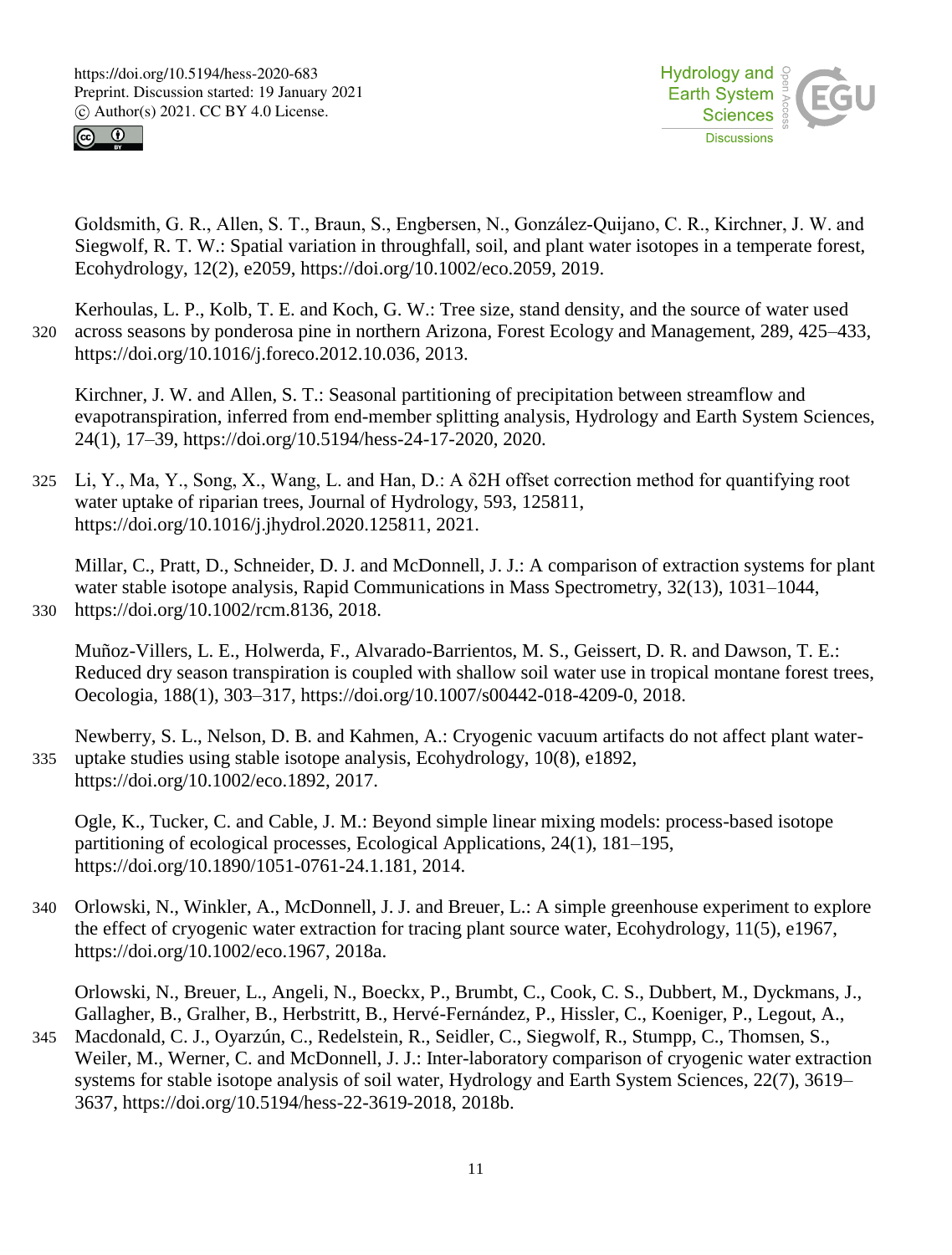Goldsmith, G. R., Allen, S. T., Braun, S., Engbersen, N., González-Quijano, C. R., Kirchner, J. W. and Siegwolf, R. T. W.: Spatial variation in throughfall, soil, and plant water isotopes in a temperate forest, Ecohydrology, 12(2), e2059, https://doi.org/10.1002/eco.2059, 2019.

Kerhoulas, L. P., Kolb, T. E. and Koch, G. W.: Tree size, stand density, and the source of water used across seasons by ponderosa pine in northern Arizona, Forest Ecology and Management, 289, 425–433, https://doi.org/10.1016/j.foreco.2012.10.036, 2013.

Kirchner, J. W. and Allen, S. T.: Seasonal partitioning of precipitation between streamflow and evapotranspiration, inferred from end-member splitting analysis, Hydrology and Earth System Sciences, 24(1), 17–39, https://doi.org/10.5194/hess-24-17-2020, 2020.

Li, Y., Ma, Y., Song, X., Wang, L. and Han, D.: A δ2H offset correction method for quantifying root water uptake of riparian trees, Journal of Hydrology, 593, 125811, https://doi.org/10.1016/j.jhydrol.2020.125811, 2021.

Millar, C., Pratt, D., Schneider, D. J. and McDonnell, J. J.: A comparison of extraction systems for plant water stable isotope analysis, Rapid Communications in Mass Spectrometry, 32(13), 1031–1044, https://doi.org/10.1002/rcm.8136, 2018.

Muñoz-Villers, L. E., Holwerda, F., Alvarado-Barrientos, M. S., Geissert, D. R. and Dawson, T. E.: Reduced dry season transpiration is coupled with shallow soil water use in tropical montane forest trees, Oecologia, 188(1), 303–317, https://doi.org/10.1007/s00442-018-4209-0, 2018.

Newberry, S. L., Nelson, D. B. and Kahmen, A.: Cryogenic vacuum artifacts do not affect plant water-uptake studies using stable isotope analysis, Ecohydrology, 10(8), e1892, https://doi.org/10.1002/eco.1892, 2017.

Ogle, K., Tucker, C. and Cable, J. M.: Beyond simple linear mixing models: process-based isotope partitioning of ecological processes, Ecological Applications, 24(1), 181–195, https://doi.org/10.1890/1051-0761-24.1.181, 2014.

Orlowski, N., Winkler, A., McDonnell, J. J. and Breuer, L.: A simple greenhouse experiment to explore the effect of cryogenic water extraction for tracing plant source water, Ecohydrology, 11(5), e1967, https://doi.org/10.1002/eco.1967, 2018a.

Orlowski, N., Breuer, L., Angeli, N., Boeckx, P., Brumbt, C., Cook, C. S., Dubbert, M., Dyckmans, J., Gallagher, B., Gralher, B., Herbstritt, B., Hervé-Fernández, P., Hissler, C., Koeniger, P., Legout, A., Macdonald, C. J., Oyarzún, C., Redelstein, R., Seidler, C., Siegwolf, R., Stumpp, C., Thomsen, S., Weiler, M., Werner, C. and McDonnell, J. J.: Inter-laboratory comparison of cryogenic water extraction systems for stable isotope analysis of soil water, Hydrology and Earth System Sciences, 22(7), 3619–3637, https://doi.org/10.5194/hess-22-3619-2018, 2018b.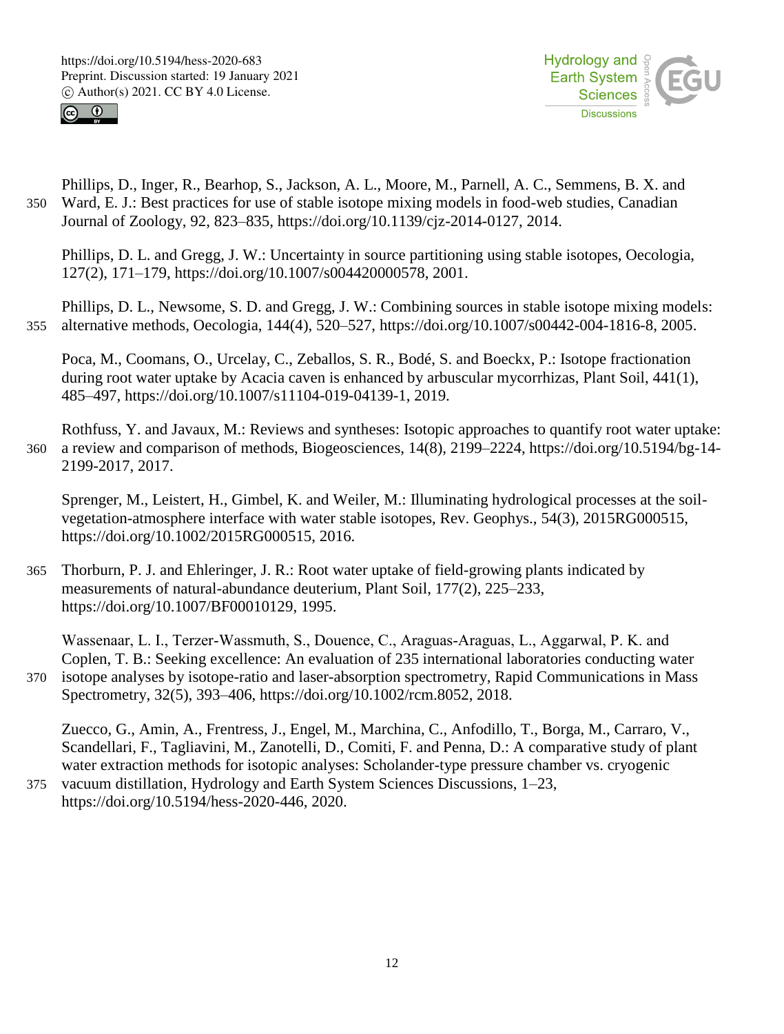Phillips, D., Inger, R., Bearhop, S., Jackson, A. L., Moore, M., Parnell, A. C., Semmens, B. X. and Ward, E. J.: Best practices for use of stable isotope mixing models in food-web studies, Canadian Journal of Zoology, 92, 823–835, https://doi.org/10.1139/cjz-2014-0127, 2014.

Phillips, D. L. and Gregg, J. W.: Uncertainty in source partitioning using stable isotopes, Oecologia, 127(2), 171–179, https://doi.org/10.1007/s004420000578, 2001.

Phillips, D. L., Newsome, S. D. and Gregg, J. W.: Combining sources in stable isotope mixing models: alternative methods, Oecologia, 144(4), 520–527, https://doi.org/10.1007/s00442-004-1816-8, 2005.

Poca, M., Coomans, O., Urcelay, C., Zeballos, S. R., Bodé, S. and Boeckx, P.: Isotope fractionation during root water uptake by Acacia caven is enhanced by arbuscular mycorrhizas, Plant Soil, 441(1), 485–497, https://doi.org/10.1007/s11104-019-04139-1, 2019.

Rothfuss, Y. and Javaux, M.: Reviews and syntheses: Isotopic approaches to quantify root water uptake: a review and comparison of methods, Biogeosciences, 14(8), 2199–2224, https://doi.org/10.5194/bg-14-2199-2017, 2017.

Sprenger, M., Leistert, H., Gimbel, K. and Weiler, M.: Illuminating hydrological processes at the soil-vegetation-atmosphere interface with water stable isotopes, Rev. Geophys., 54(3), 2015RG000515, https://doi.org/10.1002/2015RG000515, 2016.

Thorburn, P. J. and Ehleringer, J. R.: Root water uptake of field-growing plants indicated by measurements of natural-abundance deuterium, Plant Soil, 177(2), 225–233, https://doi.org/10.1007/BF00010129, 1995.

Wassenaar, L. I., Terzer-Wassmuth, S., Douence, C., Araguas-Araguas, L., Aggarwal, P. K. and Coplen, T. B.: Seeking excellence: An evaluation of 235 international laboratories conducting water isotope analyses by isotope-ratio and laser-absorption spectrometry, Rapid Communications in Mass Spectrometry, 32(5), 393–406, https://doi.org/10.1002/rcm.8052, 2018.

Zuecco, G., Amin, A., Frentress, J., Engel, M., Marchina, C., Anfodillo, T., Borga, M., Carraro, V., Scandellari, F., Tagliavini, M., Zanotelli, D., Comiti, F. and Penna, D.: A comparative study of plant water extraction methods for isotopic analyses: Scholander-type pressure chamber vs. cryogenic vacuum distillation, Hydrology and Earth System Sciences Discussions, 1–23, https://doi.org/10.5194/hess-2020-446, 2020.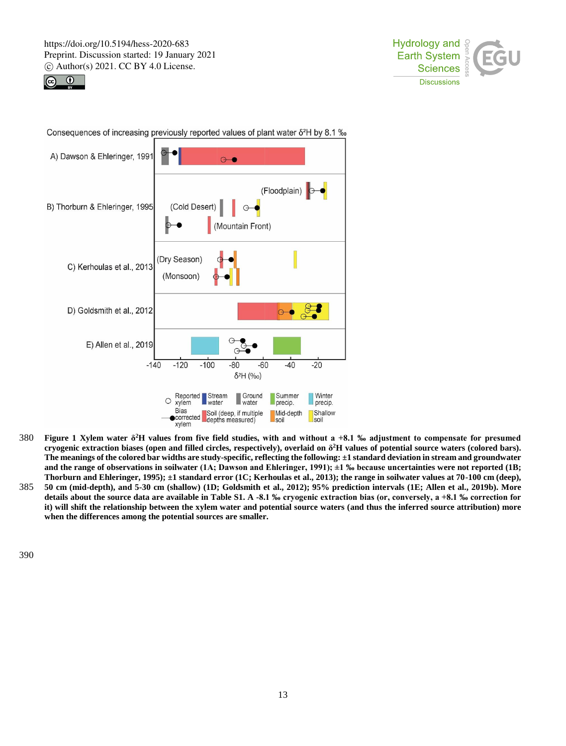Consequences of increasing previously reported values of plant water $\delta^2H$ by 8.1 ‰

A) Dawson & Ehleringer, 1991

B) Thorburn & Ehleringer, 1995 — (Floodplain), (Cold Desert), (Mountain Front)

C) Kerhoulas et al., 2013 — (Dry Season), (Monsoon)

D) Goldsmith et al., 2012

E) Allen et al., 2019

-140 -120 -100 -80 -60 -40 -20

$\delta^2H$ (‰)

Legend: Reported xylem; Bias corrected xylem; Stream water; Ground water; Summer precip.; Winter precip.; Soil (deep, if multiple depths measured); Mid-depth soil; Shallow soil

**Figure 1 Xylem water $\delta^2H$ values from five field studies, with and without a +8.1 ‰ adjustment to compensate for presumed cryogenic extraction biases (open and filled circles, respectively), overlaid on $\delta^2H$ values of potential source waters (colored bars). The meanings of the colored bar widths are study-specific, reflecting the following: ±1 standard deviation in stream and groundwater and the range of observations in soilwater (1A; Dawson and Ehleringer, 1991); ±1 ‰ because uncertainties were not reported (1B; Thorburn and Ehleringer, 1995); ±1 standard error (1C; Kerhoulas et al., 2013); the range in soilwater values at 70-100 cm (deep), 50 cm (mid-depth), and 5-30 cm (shallow) (1D; Goldsmith et al., 2012); 95% prediction intervals (1E; Allen et al., 2019b). More details about the source data are available in Table S1. A -8.1 ‰ cryogenic extraction bias (or, conversely, a +8.1 ‰ correction for it) will shift the relationship between the xylem water and potential source waters (and thus the inferred source attribution) more when the differences among the potential sources are smaller.**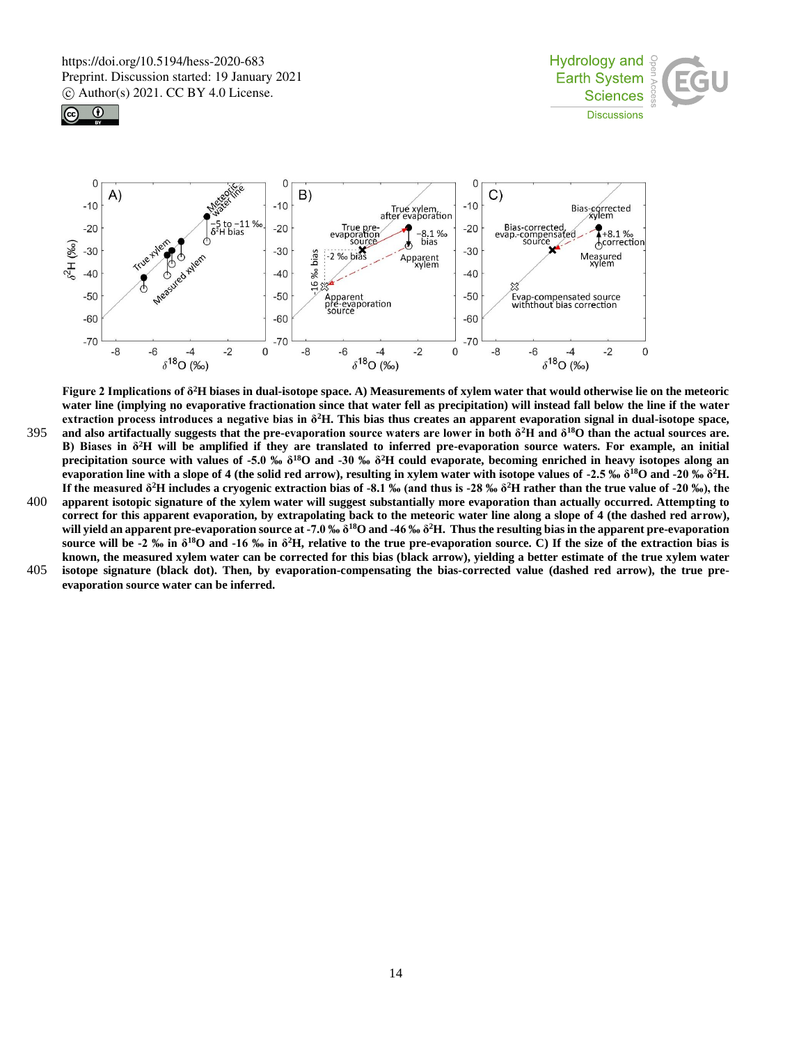**Figure 2 Implications of $\delta^2$H biases in dual-isotope space. A) Measurements of xylem water that would otherwise lie on the meteoric water line (implying no evaporative fractionation since that water fell as precipitation) will instead fall below the line if the water extraction process introduces a negative bias in $\delta^2$H. This bias thus creates an apparent evaporation signal in dual-isotope space, and also artifactually suggests that the pre-evaporation source waters are lower in both $\delta^2$H and $\delta^{18}$O than the actual sources are. B) Biases in $\delta^2$H will be amplified if they are translated to inferred pre-evaporation source waters. For example, an initial precipitation source with values of -5.0 ‰ $\delta^{18}$O and -30 ‰ $\delta^2$H could evaporate, becoming enriched in heavy isotopes along an evaporation line with a slope of 4 (the solid red arrow), resulting in xylem water with isotope values of -2.5 ‰ $\delta^{18}$O and -20 ‰ $\delta^2$H. If the measured $\delta^2$H includes a cryogenic extraction bias of -8.1 ‰ (and thus is -28 ‰ $\delta^2$H rather than the true value of -20 ‰), the apparent isotopic signature of the xylem water will suggest substantially more evaporation than actually occurred. Attempting to correct for this apparent evaporation, by extrapolating back to the meteoric water line along a slope of 4 (the dashed red arrow), will yield an apparent pre-evaporation source at -7.0 ‰ $\delta^{18}$O and -46 ‰ $\delta^2$H. Thus the resulting bias in the apparent pre-evaporation source will be -2 ‰ in $\delta^{18}$O and -16 ‰ in $\delta^2$H, relative to the true pre-evaporation source. C) If the size of the extraction bias is known, the measured xylem water can be corrected for this bias (black arrow), yielding a better estimate of the true xylem water isotope signature (black dot). Then, by evaporation-compensating the bias-corrected value (dashed red arrow), the true pre-evaporation source water can be inferred.**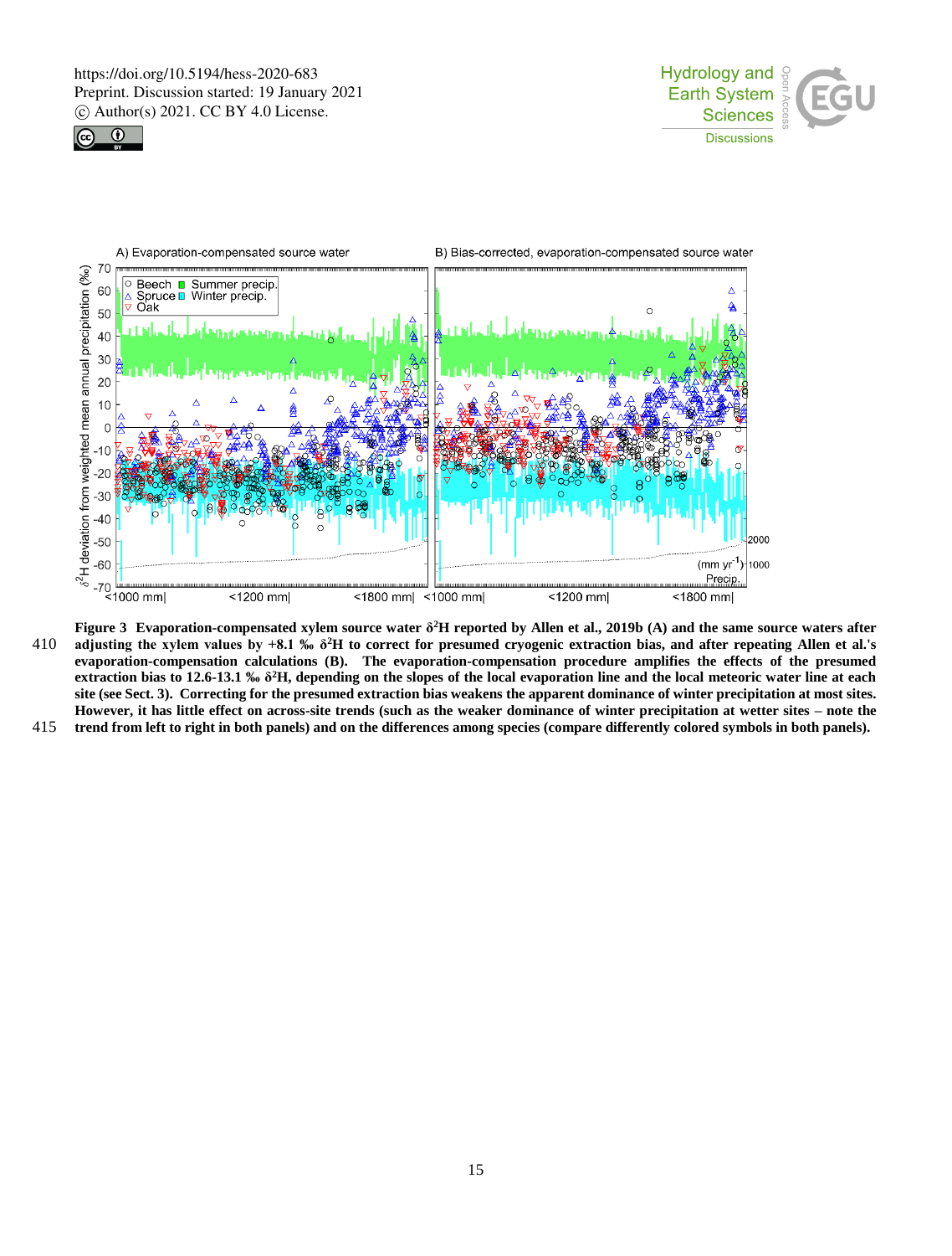A) Evaporation-compensated source water

B) Bias-corrected, evaporation-compensated source water

Beech
Spruce
Oak
Summer precip.
Winter precip.

$\delta^2$H deviation from weighted mean annual precipitation (‰)

70
60
50
40
30
20
10
0
-10
-20
-30
-40
-50
-60
-70

<1000 mm|
<1200 mm|
<1800 mm|
<1000 mm|
<1200 mm|
<1800 mm|

2000
(mm yr$^{-1}$) 1000
Precip.

**Figure 3 Evaporation-compensated xylem source water $\delta^2$H reported by Allen et al., 2019b (A) and the same source waters after adjusting the xylem values by +8.1 ‰ $\delta^2$H to correct for presumed cryogenic extraction bias, and after repeating Allen et al.'s evaporation-compensation calculations (B). The evaporation-compensation procedure amplifies the effects of the presumed extraction bias to 12.6-13.1 ‰ $\delta^2$H, depending on the slopes of the local evaporation line and the local meteoric water line at each site (see Sect. 3). Correcting for the presumed extraction bias weakens the apparent dominance of winter precipitation at most sites. However, it has little effect on across-site trends (such as the weaker dominance of winter precipitation at wetter sites – note the trend from left to right in both panels) and on the differences among species (compare differently colored symbols in both panels).**